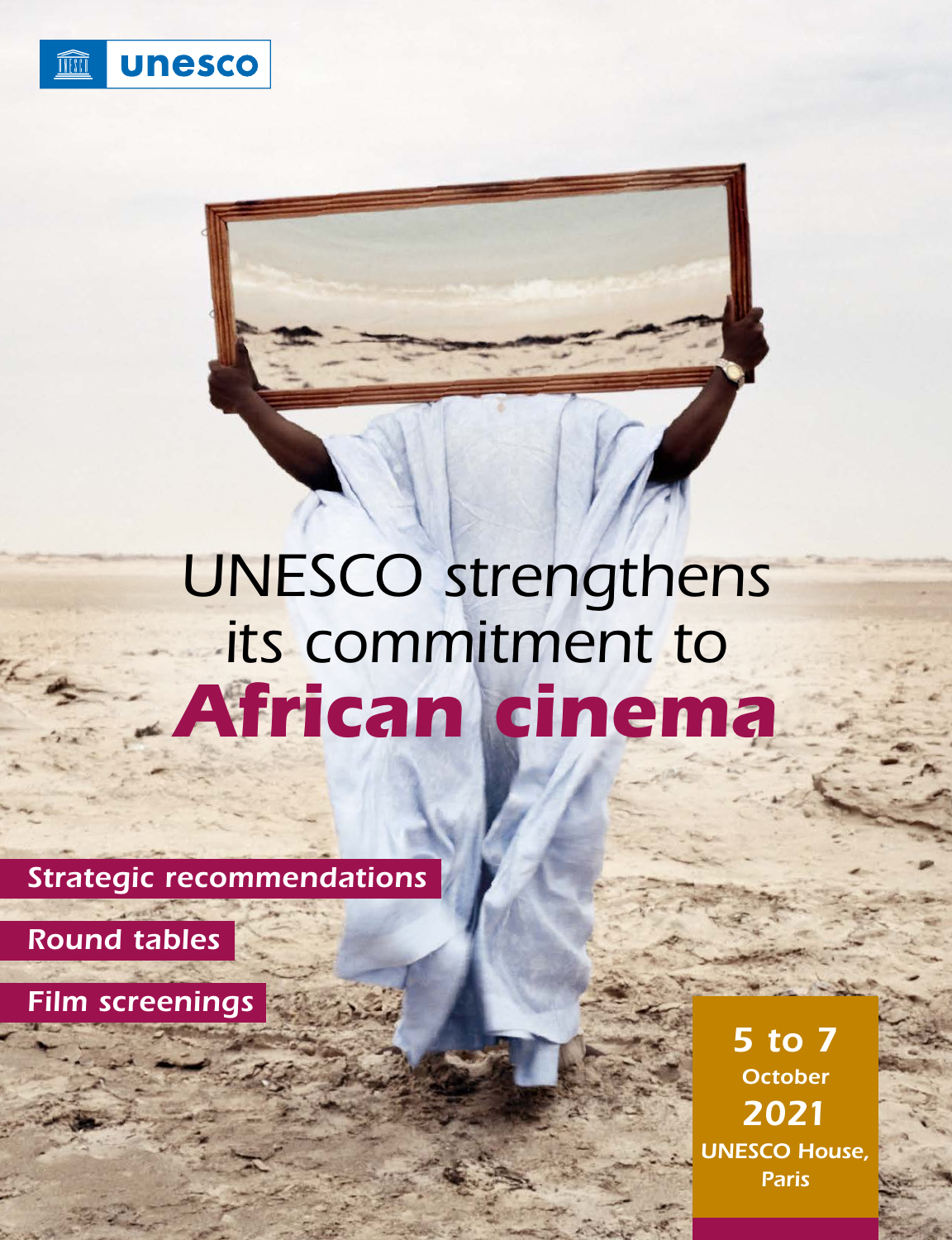unesco

# UNESCO strengthens its commitment to **African cinema**

*Strategic recommendations*

*Round tables*

*Film screenings*

**5 to 7 October 2021**

**UNESCO House, Paris**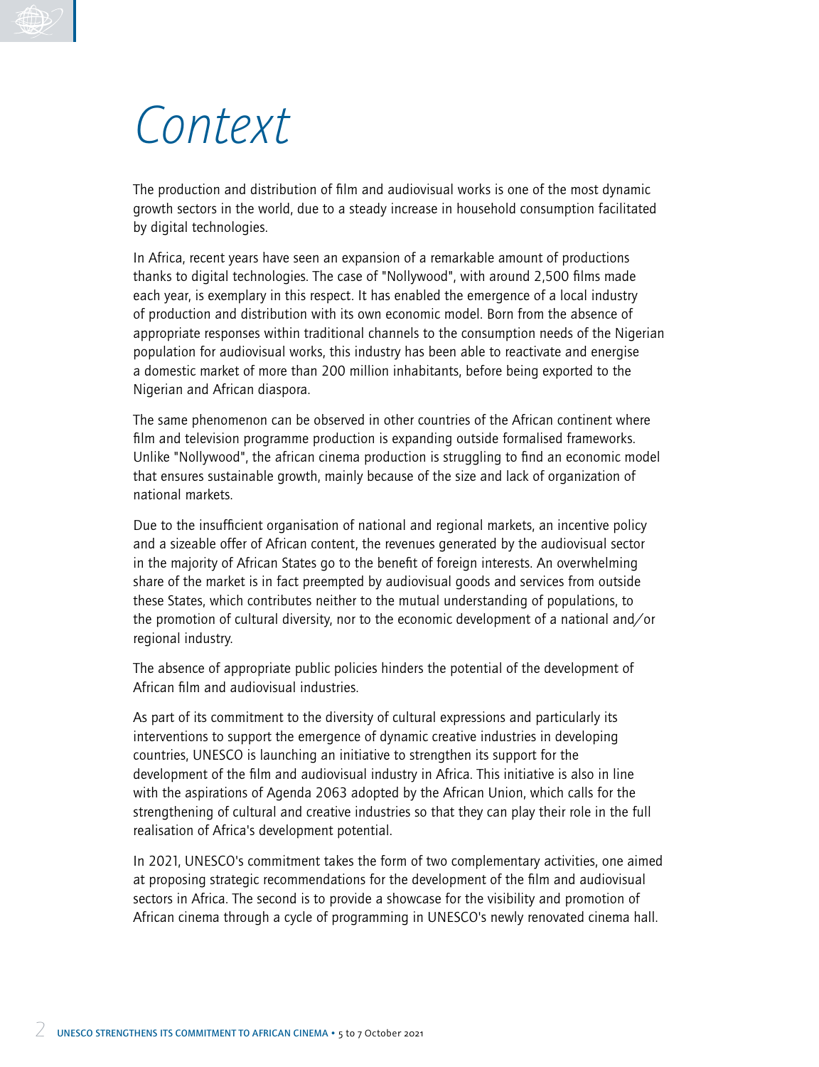# Context

The production and distribution of film and audiovisual works is one of the most dynamic growth sectors in the world, due to a steady increase in household consumption facilitated by digital technologies.

In Africa, recent years have seen an expansion of a remarkable amount of productions thanks to digital technologies. The case of "Nollywood", with around 2,500 films made each year, is exemplary in this respect. It has enabled the emergence of a local industry of production and distribution with its own economic model. Born from the absence of appropriate responses within traditional channels to the consumption needs of the Nigerian population for audiovisual works, this industry has been able to reactivate and energise a domestic market of more than 200 million inhabitants, before being exported to the Nigerian and African diaspora.

The same phenomenon can be observed in other countries of the African continent where film and television programme production is expanding outside formalised frameworks. Unlike "Nollywood", the african cinema production is struggling to find an economic model that ensures sustainable growth, mainly because of the size and lack of organization of national markets.

Due to the insufficient organisation of national and regional markets, an incentive policy and a sizeable offer of African content, the revenues generated by the audiovisual sector in the majority of African States go to the benefit of foreign interests. An overwhelming share of the market is in fact preempted by audiovisual goods and services from outside these States, which contributes neither to the mutual understanding of populations, to the promotion of cultural diversity, nor to the economic development of a national and/or regional industry.

The absence of appropriate public policies hinders the potential of the development of African film and audiovisual industries.

As part of its commitment to the diversity of cultural expressions and particularly its interventions to support the emergence of dynamic creative industries in developing countries, UNESCO is launching an initiative to strengthen its support for the development of the film and audiovisual industry in Africa. This initiative is also in line with the aspirations of Agenda 2063 adopted by the African Union, which calls for the strengthening of cultural and creative industries so that they can play their role in the full realisation of Africa's development potential.

In 2021, UNESCO's commitment takes the form of two complementary activities, one aimed at proposing strategic recommendations for the development of the film and audiovisual sectors in Africa. The second is to provide a showcase for the visibility and promotion of African cinema through a cycle of programming in UNESCO's newly renovated cinema hall.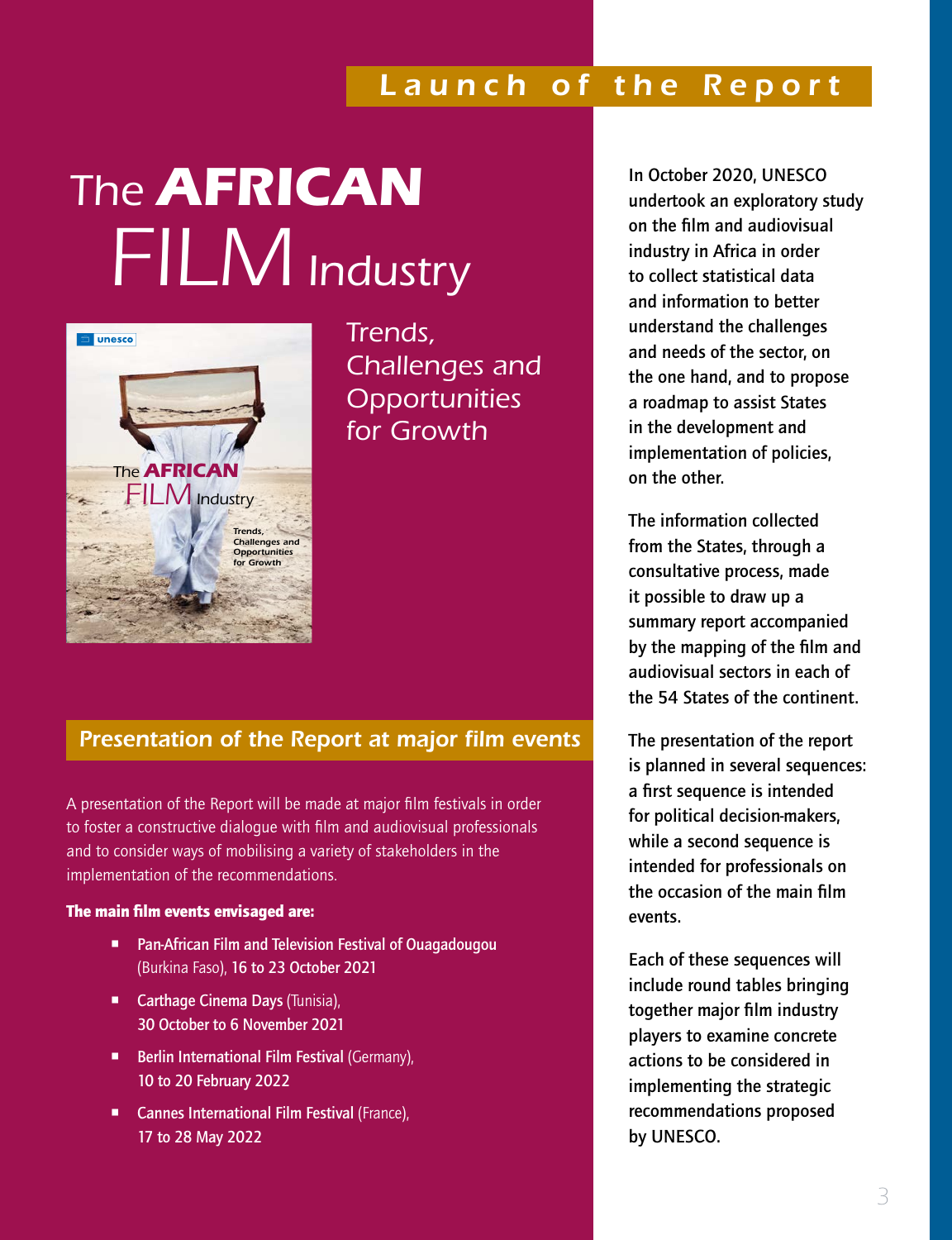## Launch of the Report

# The AFRICAN FILM Industry

*Trends, Challenges and Opportunities for Growth*

In October 2020, UNESCO undertook an exploratory study on the film and audiovisual industry in Africa in order to collect statistical data and information to better understand the challenges and needs of the sector, on the one hand, and to propose a roadmap to assist States in the development and implementation of policies, on the other.

The information collected from the States, through a consultative process, made it possible to draw up a summary report accompanied by the mapping of the film and audiovisual sectors in each of the 54 States of the continent.

The presentation of the report is planned in several sequences: a first sequence is intended for political decision-makers, while a second sequence is intended for professionals on the occasion of the main film events.

Each of these sequences will include round tables bringing together major film industry players to examine concrete actions to be considered in implementing the strategic recommendations proposed by UNESCO.

## Presentation of the Report at major film events

A presentation of the Report will be made at major film festivals in order to foster a constructive dialogue with film and audiovisual professionals and to consider ways of mobilising a variety of stakeholders in the implementation of the recommendations.

**The main film events envisaged are:**

- **Pan-African Film and Television Festival of Ouagadougou** (Burkina Faso), **16 to 23 October 2021**
- **Carthage Cinema Days** (Tunisia), **30 October to 6 November 2021**
- **Berlin International Film Festival** (Germany), **10 to 20 February 2022**
- **Cannes International Film Festival** (France), **17 to 28 May 2022**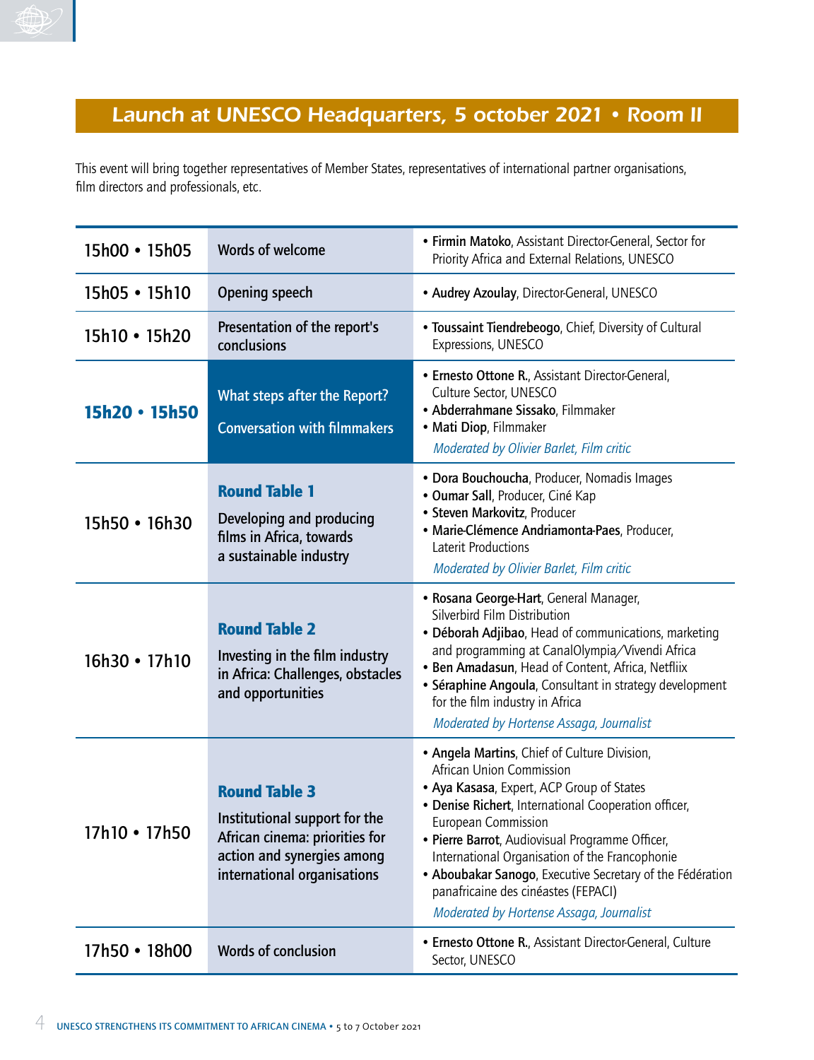## *Launch at UNESCO Headquarters, 5 october 2021 • Room II*

This event will bring together representatives of Member States, representatives of international partner organisations, film directors and professionals, etc.

| | | |
|---|---|---|
| 15h00 • 15h05 | Words of welcome | • **Firmin Matoko**, Assistant Director-General, Sector for Priority Africa and External Relations, UNESCO |
| 15h05 • 15h10 | Opening speech | • **Audrey Azoulay**, Director-General, UNESCO |
| 15h10 • 15h20 | Presentation of the report's conclusions | • **Toussaint Tiendrebeogo**, Chief, Diversity of Cultural Expressions, UNESCO |
| **15h20 • 15h50** | What steps after the Report?<br><br>Conversation with filmmakers | • **Ernesto Ottone R.**, Assistant Director-General, Culture Sector, UNESCO<br>• **Abderrahmane Sissako**, Filmmaker<br>• **Mati Diop**, Filmmaker<br>*Moderated by Olivier Barlet, Film critic* |
| 15h50 • 16h30 | **Round Table 1**<br><br>Developing and producing films in Africa, towards a sustainable industry | • **Dora Bouchoucha**, Producer, Nomadis Images<br>• **Oumar Sall**, Producer, Ciné Kap<br>• **Steven Markovitz**, Producer<br>• **Marie-Clémence Andriamonta-Paes**, Producer, Laterit Productions<br>*Moderated by Olivier Barlet, Film critic* |
| 16h30 • 17h10 | **Round Table 2**<br><br>Investing in the film industry in Africa: Challenges, obstacles and opportunities | • **Rosana George-Hart**, General Manager, Silverbird Film Distribution<br>• **Déborah Adjibao**, Head of communications, marketing and programming at CanalOlympia/Vivendi Africa<br>• **Ben Amadasun**, Head of Content, Africa, Netfliix<br>• **Séraphine Angoula**, Consultant in strategy development for the film industry in Africa<br>*Moderated by Hortense Assaga, Journalist* |
| 17h10 • 17h50 | **Round Table 3**<br><br>Institutional support for the African cinema: priorities for action and synergies among international organisations | • **Angela Martins**, Chief of Culture Division, African Union Commission<br>• **Aya Kasasa**, Expert, ACP Group of States<br>• **Denise Richert**, International Cooperation officer, European Commission<br>• **Pierre Barrot**, Audiovisual Programme Officer, International Organisation of the Francophonie<br>• **Aboubakar Sanogo**, Executive Secretary of the Fédération panafricaine des cinéastes (FEPACI)<br>*Moderated by Hortense Assaga, Journalist* |
| 17h50 • 18h00 | Words of conclusion | • **Ernesto Ottone R.**, Assistant Director-General, Culture Sector, UNESCO |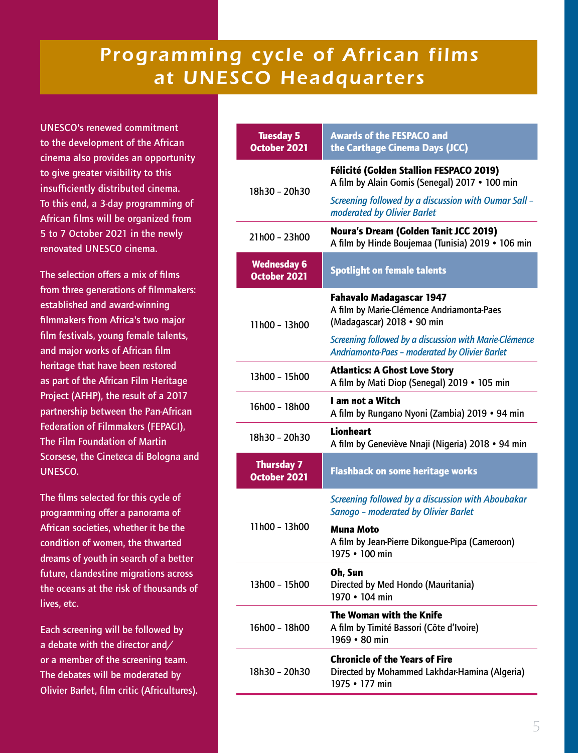# Programming cycle of African films at UNESCO Headquarters

UNESCO's renewed commitment to the development of the African cinema also provides an opportunity to give greater visibility to this insufficiently distributed cinema. To this end, a 3-day programming of African films will be organized from 5 to 7 October 2021 in the newly renovated UNESCO cinema.

The selection offers a mix of films from three generations of filmmakers: established and award-winning filmmakers from Africa's two major film festivals, young female talents, and major works of African film heritage that have been restored as part of the African Film Heritage Project (AFHP), the result of a 2017 partnership between the Pan-African Federation of Filmmakers (FEPACI), The Film Foundation of Martin Scorsese, the Cineteca di Bologna and UNESCO.

The films selected for this cycle of programming offer a panorama of African societies, whether it be the condition of women, the thwarted dreams of youth in search of a better future, clandestine migrations across the oceans at the risk of thousands of lives, etc.

Each screening will be followed by a debate with the director and/or a member of the screening team. The debates will be moderated by Olivier Barlet, film critic (Africultures).

| **Tuesday 5 October 2021** | **Awards of the FESPACO and the Carthage Cinema Days (JCC)** |
|---|---|
| 18h30 – 20h30 | **Félicité (Golden Stallion FESPACO 2019)**<br>A film by Alain Gomis (Senegal) 2017 • 100 min<br>*Screening followed by a discussion with Oumar Sall – moderated by Olivier Barlet* |
| 21h00 – 23h00 | **Noura's Dream (Golden Tanit JCC 2019)**<br>A film by Hinde Boujemaa (Tunisia) 2019 • 106 min |
| **Wednesday 6 October 2021** | **Spotlight on female talents** |
| 11h00 – 13h00 | **Fahavalo Madagascar 1947**<br>A film by Marie-Clémence Andriamonta-Paes (Madagascar) 2018 • 90 min<br>*Screening followed by a discussion with Marie-Clémence Andriamonta-Paes – moderated by Olivier Barlet* |
| 13h00 – 15h00 | **Atlantics: A Ghost Love Story**<br>A film by Mati Diop (Senegal) 2019 • 105 min |
| 16h00 – 18h00 | **I am not a Witch**<br>A film by Rungano Nyoni (Zambia) 2019 • 94 min |
| 18h30 – 20h30 | **Lionheart**<br>A film by Geneviève Nnaji (Nigeria) 2018 • 94 min |
| **Thursday 7 October 2021** | **Flashback on some heritage works** |
| 11h00 – 13h00 | *Screening followed by a discussion with Aboubakar Sanogo – moderated by Olivier Barlet*<br>**Muna Moto**<br>A film by Jean-Pierre Dikongue-Pipa (Cameroon) 1975 • 100 min |
| 13h00 – 15h00 | **Oh, Sun**<br>Directed by Med Hondo (Mauritania) 1970 • 104 min |
| 16h00 – 18h00 | **The Woman with the Knife**<br>A film by Timité Bassori (Côte d'Ivoire) 1969 • 80 min |
| 18h30 – 20h30 | **Chronicle of the Years of Fire**<br>Directed by Mohammed Lakhdar-Hamina (Algeria) 1975 • 177 min |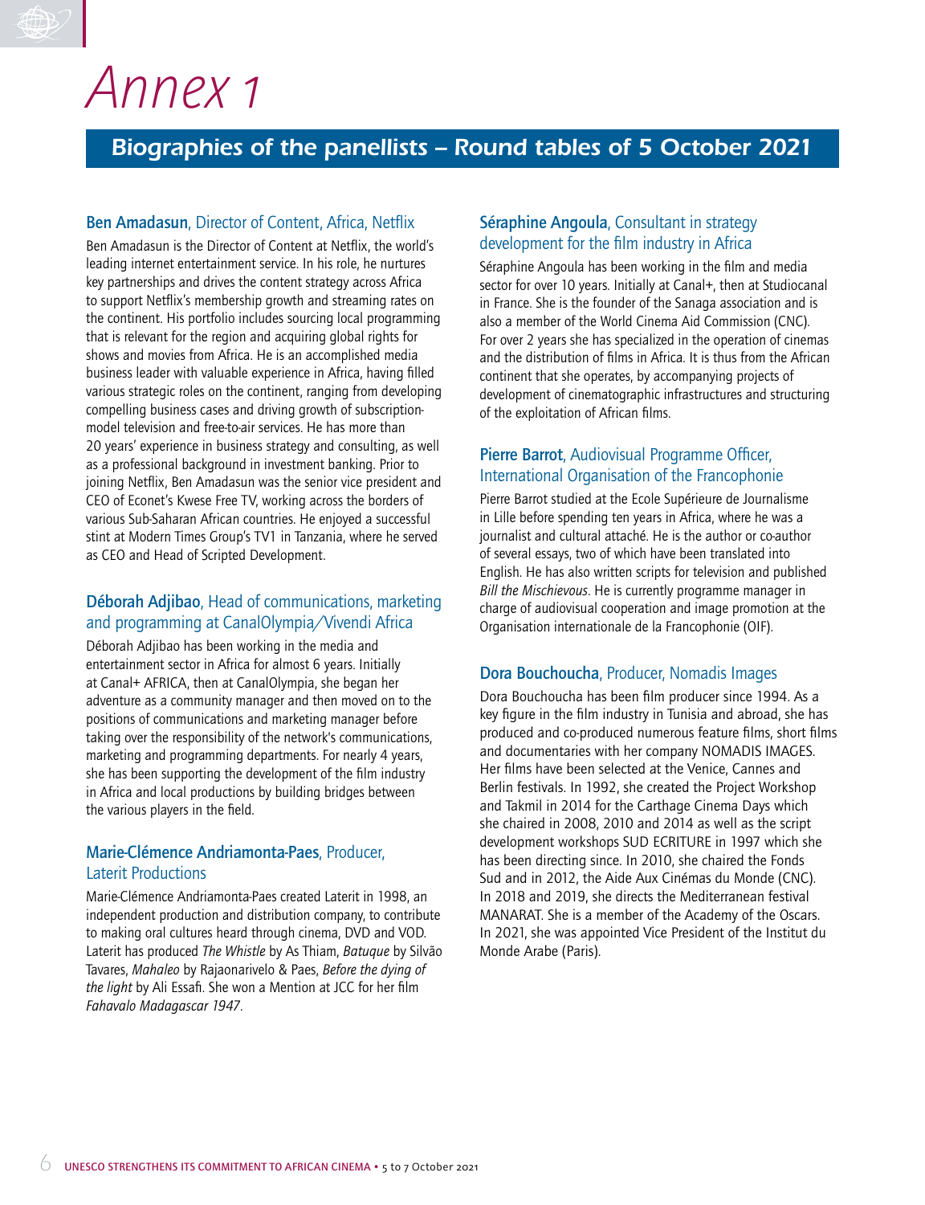# Annex 1

## Biographies of the panellists – Round tables of 5 October 2021

### **Ben Amadasun**, Director of Content, Africa, Netflix

Ben Amadasun is the Director of Content at Netflix, the world's leading internet entertainment service. In his role, he nurtures key partnerships and drives the content strategy across Africa to support Netflix's membership growth and streaming rates on the continent. His portfolio includes sourcing local programming that is relevant for the region and acquiring global rights for shows and movies from Africa. He is an accomplished media business leader with valuable experience in Africa, having filled various strategic roles on the continent, ranging from developing compelling business cases and driving growth of subscription-model television and free-to-air services. He has more than 20 years' experience in business strategy and consulting, as well as a professional background in investment banking. Prior to joining Netflix, Ben Amadasun was the senior vice president and CEO of Econet's Kwese Free TV, working across the borders of various Sub-Saharan African countries. He enjoyed a successful stint at Modern Times Group's TV1 in Tanzania, where he served as CEO and Head of Scripted Development.

### **Déborah Adjibao**, Head of communications, marketing and programming at CanalOlympia/Vivendi Africa

Déborah Adjibao has been working in the media and entertainment sector in Africa for almost 6 years. Initially at Canal+ AFRICA, then at CanalOlympia, she began her adventure as a community manager and then moved on to the positions of communications and marketing manager before taking over the responsibility of the network's communications, marketing and programming departments. For nearly 4 years, she has been supporting the development of the film industry in Africa and local productions by building bridges between the various players in the field.

### **Marie-Clémence Andriamonta-Paes**, Producer, Laterit Productions

Marie-Clémence Andriamonta-Paes created Laterit in 1998, an independent production and distribution company, to contribute to making oral cultures heard through cinema, DVD and VOD. Laterit has produced *The Whistle* by As Thiam, *Batuque* by Silvão Tavares, *Mahaleo* by Rajaonarivelo & Paes, *Before the dying of the light* by Ali Essafi. She won a Mention at JCC for her film *Fahavalo Madagascar 1947*.

### **Séraphine Angoula**, Consultant in strategy development for the film industry in Africa

Séraphine Angoula has been working in the film and media sector for over 10 years. Initially at Canal+, then at Studiocanal in France. She is the founder of the Sanaga association and is also a member of the World Cinema Aid Commission (CNC). For over 2 years she has specialized in the operation of cinemas and the distribution of films in Africa. It is thus from the African continent that she operates, by accompanying projects of development of cinematographic infrastructures and structuring of the exploitation of African films.

### **Pierre Barrot**, Audiovisual Programme Officer, International Organisation of the Francophonie

Pierre Barrot studied at the Ecole Supérieure de Journalisme in Lille before spending ten years in Africa, where he was a journalist and cultural attaché. He is the author or co-author of several essays, two of which have been translated into English. He has also written scripts for television and published *Bill the Mischievous*. He is currently programme manager in charge of audiovisual cooperation and image promotion at the Organisation internationale de la Francophonie (OIF).

### **Dora Bouchoucha**, Producer, Nomadis Images

Dora Bouchoucha has been film producer since 1994. As a key figure in the film industry in Tunisia and abroad, she has produced and co-produced numerous feature films, short films and documentaries with her company NOMADIS IMAGES. Her films have been selected at the Venice, Cannes and Berlin festivals. In 1992, she created the Project Workshop and Takmil in 2014 for the Carthage Cinema Days which she chaired in 2008, 2010 and 2014 as well as the script development workshops SUD ECRITURE in 1997 which she has been directing since. In 2010, she chaired the Fonds Sud and in 2012, the Aide Aux Cinémas du Monde (CNC). In 2018 and 2019, she directs the Mediterranean festival MANARAT. She is a member of the Academy of the Oscars. In 2021, she was appointed Vice President of the Institut du Monde Arabe (Paris).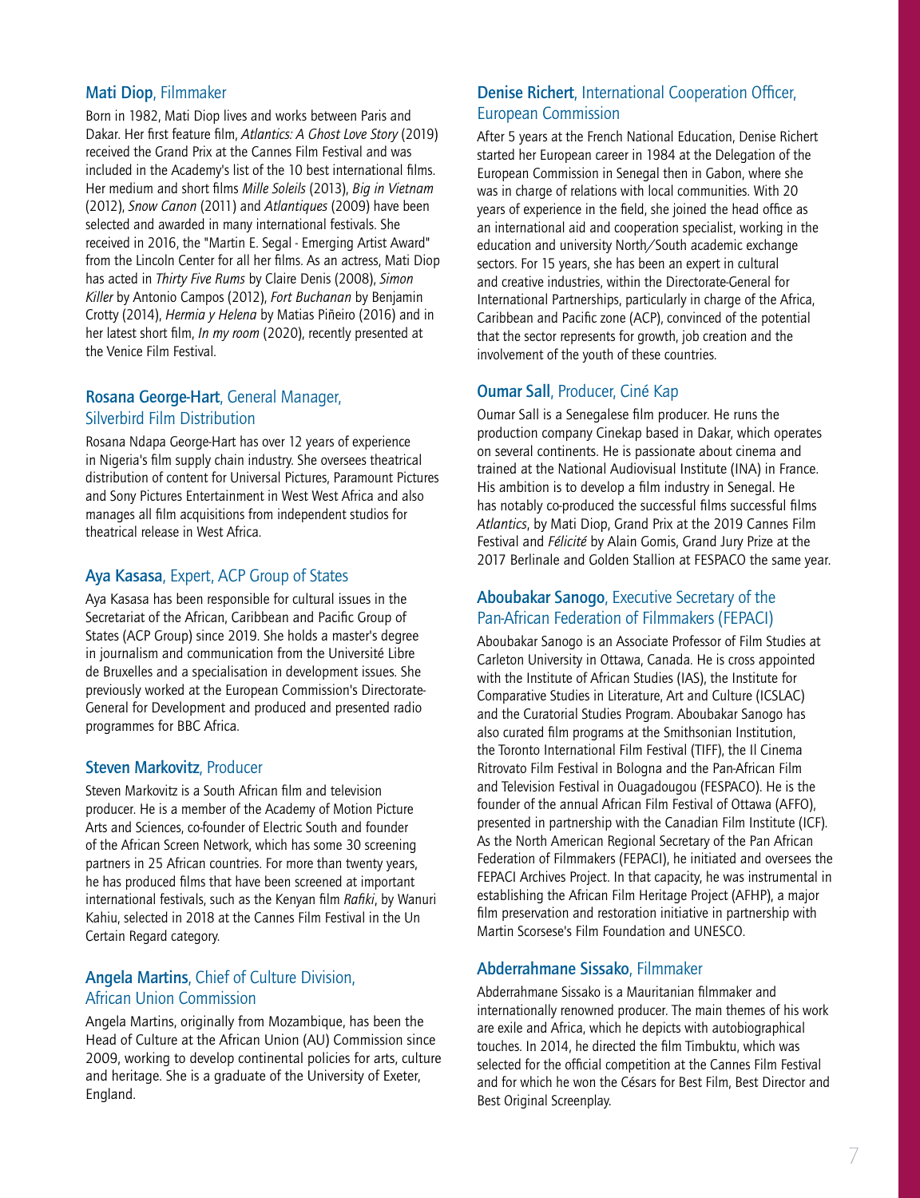### **Mati Diop**, Filmmaker

Born in 1982, Mati Diop lives and works between Paris and Dakar. Her first feature film, *Atlantics: A Ghost Love Story* (2019) received the Grand Prix at the Cannes Film Festival and was included in the Academy's list of the 10 best international films. Her medium and short films *Mille Soleils* (2013), *Big in Vietnam* (2012), *Snow Canon* (2011) and *Atlantiques* (2009) have been selected and awarded in many international festivals. She received in 2016, the "Martin E. Segal - Emerging Artist Award" from the Lincoln Center for all her films. As an actress, Mati Diop has acted in *Thirty Five Rums* by Claire Denis (2008), *Simon Killer* by Antonio Campos (2012), *Fort Buchanan* by Benjamin Crotty (2014), *Hermia y Helena* by Matias Piñeiro (2016) and in her latest short film, *In my room* (2020), recently presented at the Venice Film Festival.

### **Rosana George-Hart**, General Manager, Silverbird Film Distribution

Rosana Ndapa George-Hart has over 12 years of experience in Nigeria's film supply chain industry. She oversees theatrical distribution of content for Universal Pictures, Paramount Pictures and Sony Pictures Entertainment in West West Africa and also manages all film acquisitions from independent studios for theatrical release in West Africa.

### **Aya Kasasa**, Expert, ACP Group of States

Aya Kasasa has been responsible for cultural issues in the Secretariat of the African, Caribbean and Pacific Group of States (ACP Group) since 2019. She holds a master's degree in journalism and communication from the Université Libre de Bruxelles and a specialisation in development issues. She previously worked at the European Commission's Directorate-General for Development and produced and presented radio programmes for BBC Africa.

### **Steven Markovitz**, Producer

Steven Markovitz is a South African film and television producer. He is a member of the Academy of Motion Picture Arts and Sciences, co-founder of Electric South and founder of the African Screen Network, which has some 30 screening partners in 25 African countries. For more than twenty years, he has produced films that have been screened at important international festivals, such as the Kenyan film *Rafiki*, by Wanuri Kahiu, selected in 2018 at the Cannes Film Festival in the Un Certain Regard category.

### **Angela Martins**, Chief of Culture Division, African Union Commission

Angela Martins, originally from Mozambique, has been the Head of Culture at the African Union (AU) Commission since 2009, working to develop continental policies for arts, culture and heritage. She is a graduate of the University of Exeter, England.

### **Denise Richert**, International Cooperation Officer, European Commission

After 5 years at the French National Education, Denise Richert started her European career in 1984 at the Delegation of the European Commission in Senegal then in Gabon, where she was in charge of relations with local communities. With 20 years of experience in the field, she joined the head office as an international aid and cooperation specialist, working in the education and university North/South academic exchange sectors. For 15 years, she has been an expert in cultural and creative industries, within the Directorate-General for International Partnerships, particularly in charge of the Africa, Caribbean and Pacific zone (ACP), convinced of the potential that the sector represents for growth, job creation and the involvement of the youth of these countries.

### **Oumar Sall**, Producer, Ciné Kap

Oumar Sall is a Senegalese film producer. He runs the production company Cinekap based in Dakar, which operates on several continents. He is passionate about cinema and trained at the National Audiovisual Institute (INA) in France. His ambition is to develop a film industry in Senegal. He has notably co-produced the successful films successful films *Atlantics*, by Mati Diop, Grand Prix at the 2019 Cannes Film Festival and *Félicité* by Alain Gomis, Grand Jury Prize at the 2017 Berlinale and Golden Stallion at FESPACO the same year.

### **Aboubakar Sanogo**, Executive Secretary of the Pan-African Federation of Filmmakers (FEPACI)

Aboubakar Sanogo is an Associate Professor of Film Studies at Carleton University in Ottawa, Canada. He is cross appointed with the Institute of African Studies (IAS), the Institute for Comparative Studies in Literature, Art and Culture (ICSLAC) and the Curatorial Studies Program. Aboubakar Sanogo has also curated film programs at the Smithsonian Institution, the Toronto International Film Festival (TIFF), the Il Cinema Ritrovato Film Festival in Bologna and the Pan-African Film and Television Festival in Ouagadougou (FESPACO). He is the founder of the annual African Film Festival of Ottawa (AFFO), presented in partnership with the Canadian Film Institute (ICF). As the North American Regional Secretary of the Pan African Federation of Filmmakers (FEPACI), he initiated and oversees the FEPACI Archives Project. In that capacity, he was instrumental in establishing the African Film Heritage Project (AFHP), a major film preservation and restoration initiative in partnership with Martin Scorsese's Film Foundation and UNESCO.

### **Abderrahmane Sissako**, Filmmaker

Abderrahmane Sissako is a Mauritanian filmmaker and internationally renowned producer. The main themes of his work are exile and Africa, which he depicts with autobiographical touches. In 2014, he directed the film Timbuktu, which was selected for the official competition at the Cannes Film Festival and for which he won the Césars for Best Film, Best Director and Best Original Screenplay.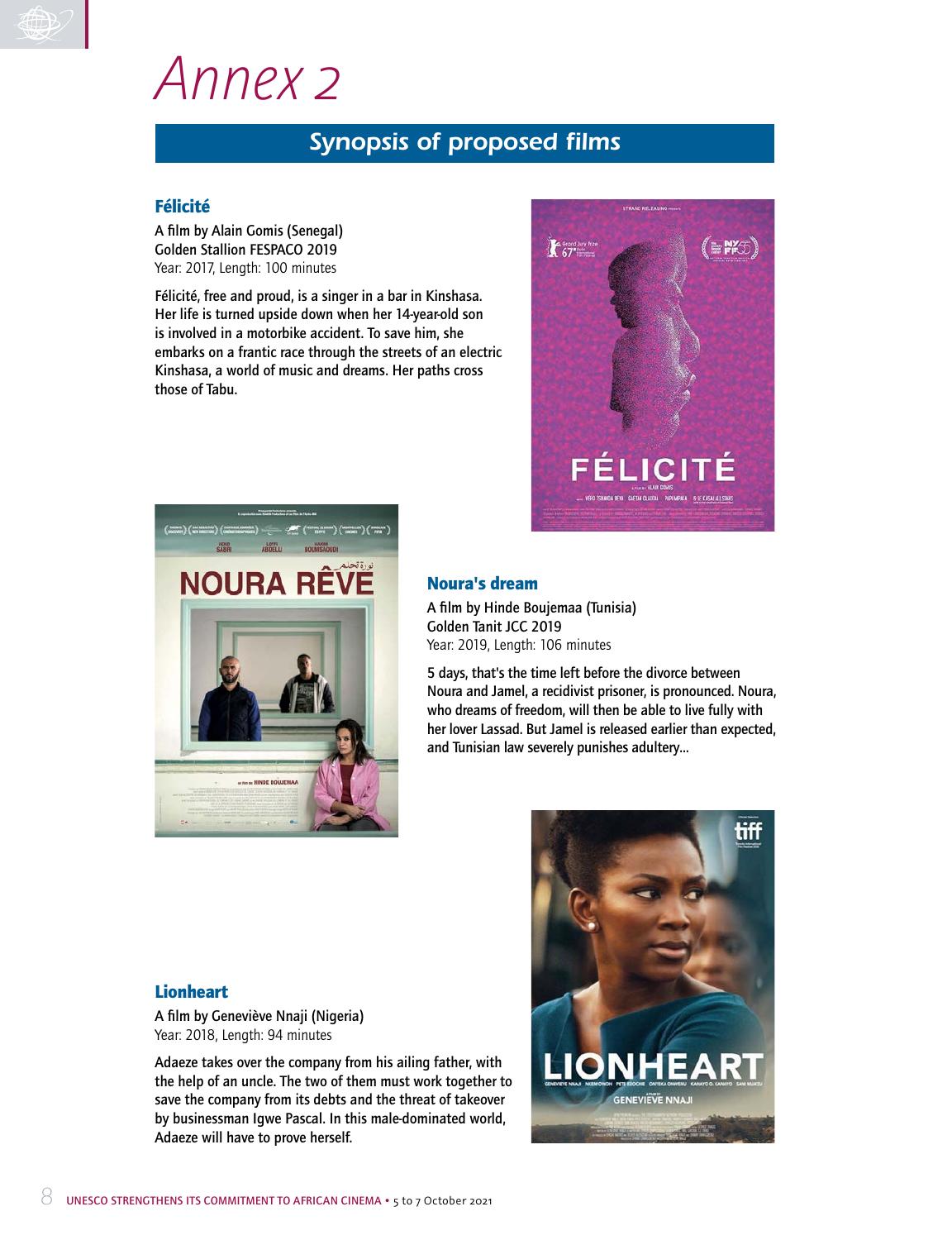# Annex 2

## Synopsis of proposed films

### Félicité

A film by Alain Gomis (Senegal)
Golden Stallion FESPACO 2019
Year: 2017, Length: 100 minutes

Félicité, free and proud, is a singer in a bar in Kinshasa. Her life is turned upside down when her 14-year-old son is involved in a motorbike accident. To save him, she embarks on a frantic race through the streets of an electric Kinshasa, a world of music and dreams. Her paths cross those of Tabu.

### Noura's dream

A film by Hinde Boujemaa (Tunisia)
Golden Tanit JCC 2019
Year: 2019, Length: 106 minutes

5 days, that's the time left before the divorce between Noura and Jamel, a recidivist prisoner, is pronounced. Noura, who dreams of freedom, will then be able to live fully with her lover Lassad. But Jamel is released earlier than expected, and Tunisian law severely punishes adultery...

### Lionheart

A film by Geneviève Nnaji (Nigeria)
Year: 2018, Length: 94 minutes

Adaeze takes over the company from his ailing father, with the help of an uncle. The two of them must work together to save the company from its debts and the threat of takeover by businessman Igwe Pascal. In this male-dominated world, Adaeze will have to prove herself.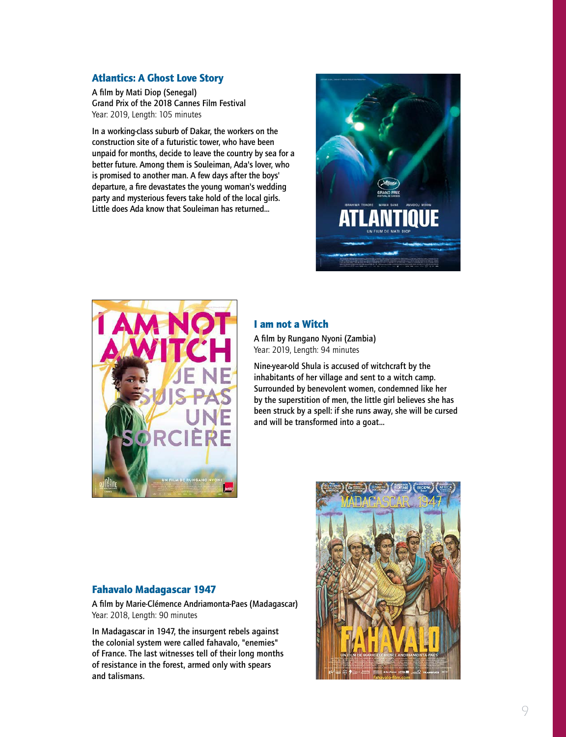### Atlantics: A Ghost Love Story

A film by Mati Diop (Senegal)
Grand Prix of the 2018 Cannes Film Festival
Year: 2019, Length: 105 minutes

In a working-class suburb of Dakar, the workers on the construction site of a futuristic tower, who have been unpaid for months, decide to leave the country by sea for a better future. Among them is Souleiman, Ada's lover, who is promised to another man. A few days after the boys' departure, a fire devastates the young woman's wedding party and mysterious fevers take hold of the local girls. Little does Ada know that Souleiman has returned...

### I am not a Witch

A film by Rungano Nyoni (Zambia)
Year: 2019, Length: 94 minutes

Nine-year-old Shula is accused of witchcraft by the inhabitants of her village and sent to a witch camp. Surrounded by benevolent women, condemned like her by the superstition of men, the little girl believes she has been struck by a spell: if she runs away, she will be cursed and will be transformed into a goat...

### Fahavalo Madagascar 1947

A film by Marie-Clémence Andriamonta-Paes (Madagascar)
Year: 2018, Length: 90 minutes

In Madagascar in 1947, the insurgent rebels against the colonial system were called fahavalo, "enemies" of France. The last witnesses tell of their long months of resistance in the forest, armed only with spears and talismans.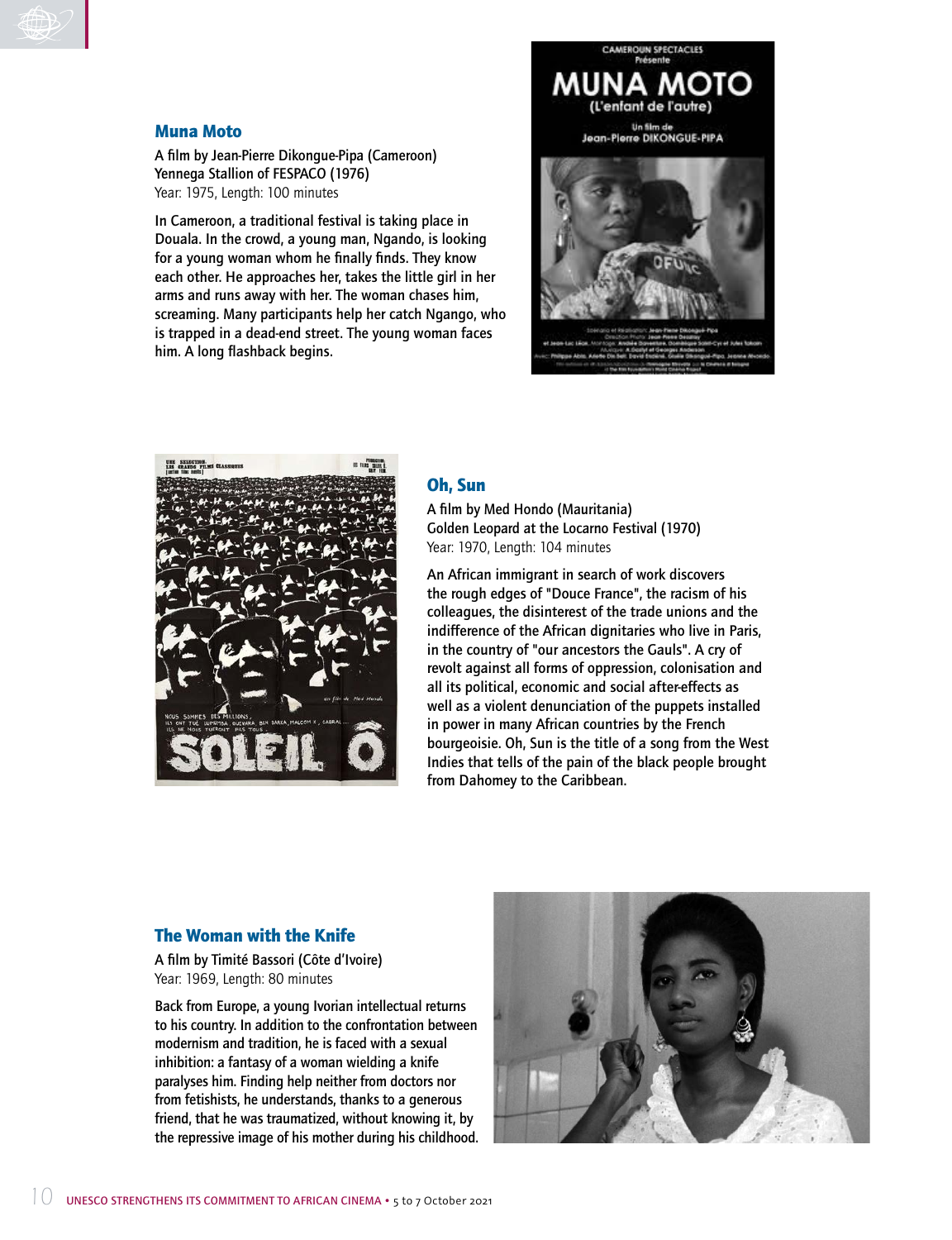### Muna Moto

A film by Jean-Pierre Dikongue-Pipa (Cameroon)
Yennega Stallion of FESPACO (1976)
Year: 1975, Length: 100 minutes

In Cameroon, a traditional festival is taking place in Douala. In the crowd, a young man, Ngando, is looking for a young woman whom he finally finds. They know each other. He approaches her, takes the little girl in her arms and runs away with her. The woman chases him, screaming. Many participants help her catch Ngango, who is trapped in a dead-end street. The young woman faces him. A long flashback begins.

### Oh, Sun

A film by Med Hondo (Mauritania)
Golden Leopard at the Locarno Festival (1970)
Year: 1970, Length: 104 minutes

An African immigrant in search of work discovers the rough edges of "Douce France", the racism of his colleagues, the disinterest of the trade unions and the indifference of the African dignitaries who live in Paris, in the country of "our ancestors the Gauls". A cry of revolt against all forms of oppression, colonisation and all its political, economic and social after-effects as well as a violent denunciation of the puppets installed in power in many African countries by the French bourgeoisie. Oh, Sun is the title of a song from the West Indies that tells of the pain of the black people brought from Dahomey to the Caribbean.

### The Woman with the Knife

A film by Timité Bassori (Côte d'Ivoire)
Year: 1969, Length: 80 minutes

Back from Europe, a young Ivorian intellectual returns to his country. In addition to the confrontation between modernism and tradition, he is faced with a sexual inhibition: a fantasy of a woman wielding a knife paralyses him. Finding help neither from doctors nor from fetishists, he understands, thanks to a generous friend, that he was traumatized, without knowing it, by the repressive image of his mother during his childhood.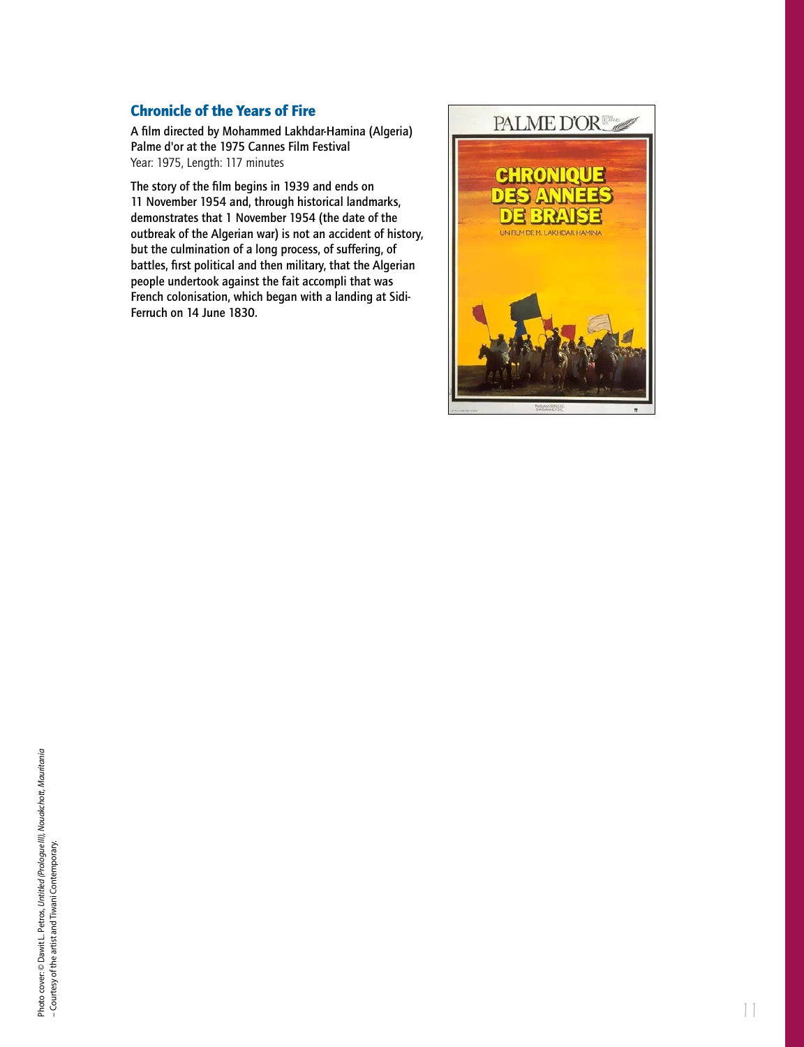### Chronicle of the Years of Fire

**A film directed by Mohammed Lakhdar-Hamina (Algeria)**
**Palme d'or at the 1975 Cannes Film Festival**
Year: 1975, Length: 117 minutes

**The story of the film begins in 1939 and ends on 11 November 1954 and, through historical landmarks, demonstrates that 1 November 1954 (the date of the outbreak of the Algerian war) is not an accident of history, but the culmination of a long process, of suffering, of battles, first political and then military, that the Algerian people undertook against the fait accompli that was French colonisation, which began with a landing at Sidi-Ferruch on 14 June 1830.**

Photo cover: © Dawit L. Petros, *Untitled (Prologue III), Nouakchott, Mauritania* – Courtesy of the artist and Tiwani Contemporary.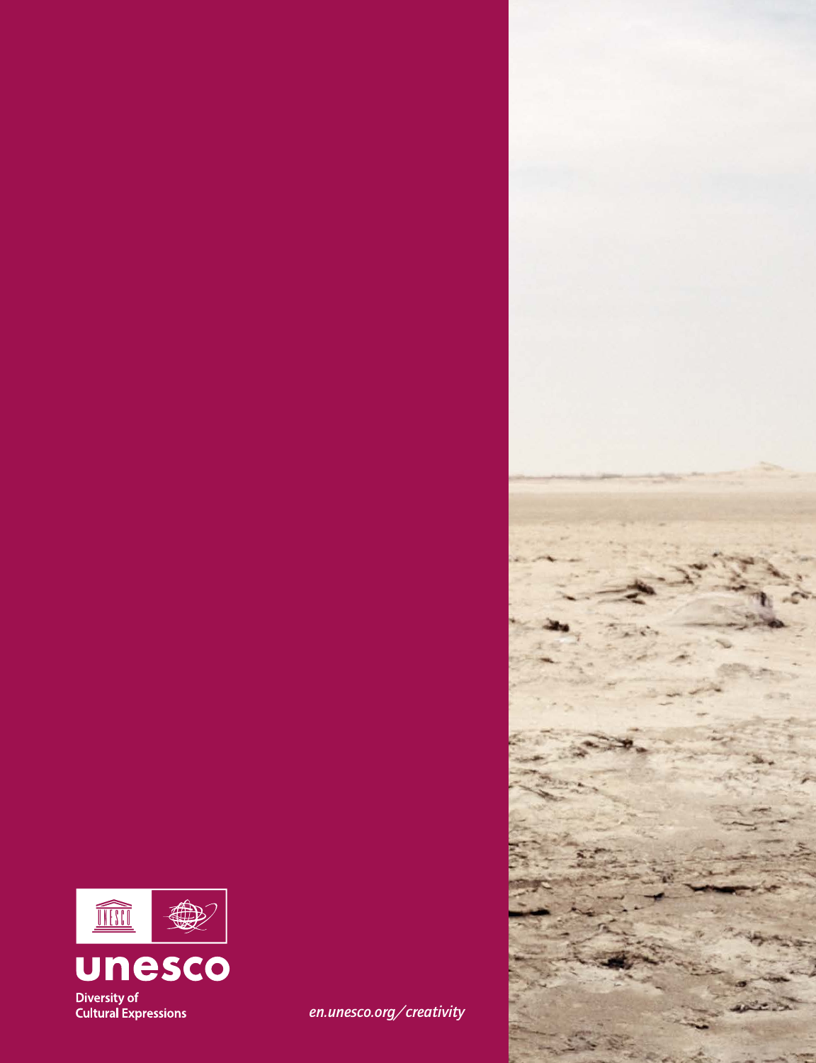unesco

Diversity of Cultural Expressions

*en.unesco.org/creativity*